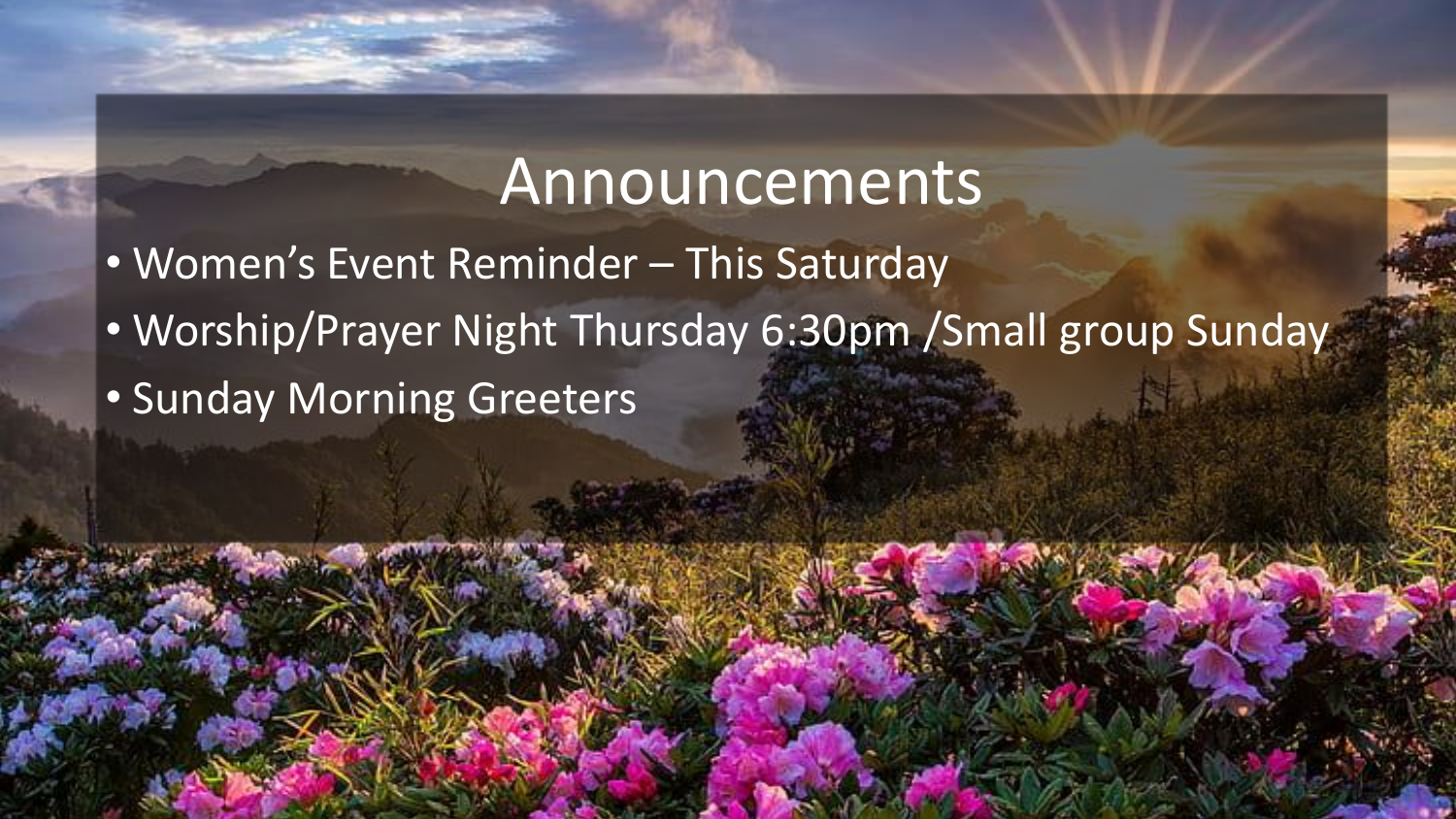# Announcements

- Women's Event Reminder – This Saturday
- Worship/Prayer Night Thursday 6:30pm /Small group Sunday
- Sunday Morning Greeters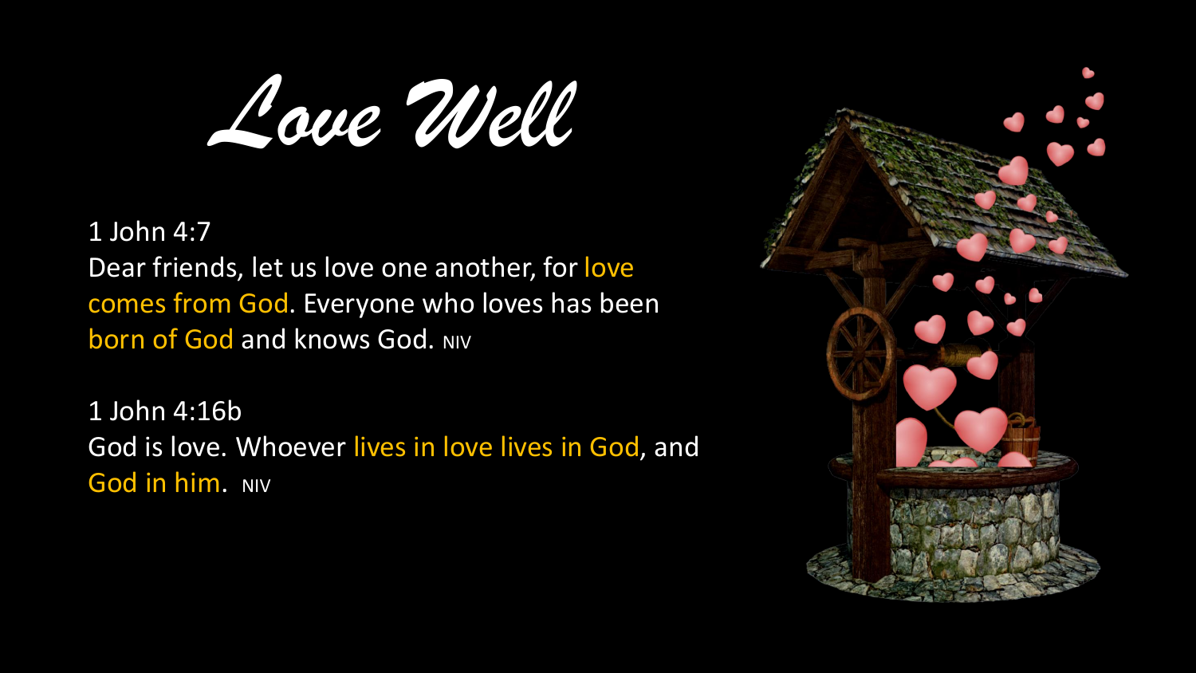# *Love Well*

1 John 4:7
Dear friends, let us love one another, for love comes from God. Everyone who loves has been born of God and knows God. NIV

1 John 4:16b
God is love. Whoever lives in love lives in God, and God in him. NIV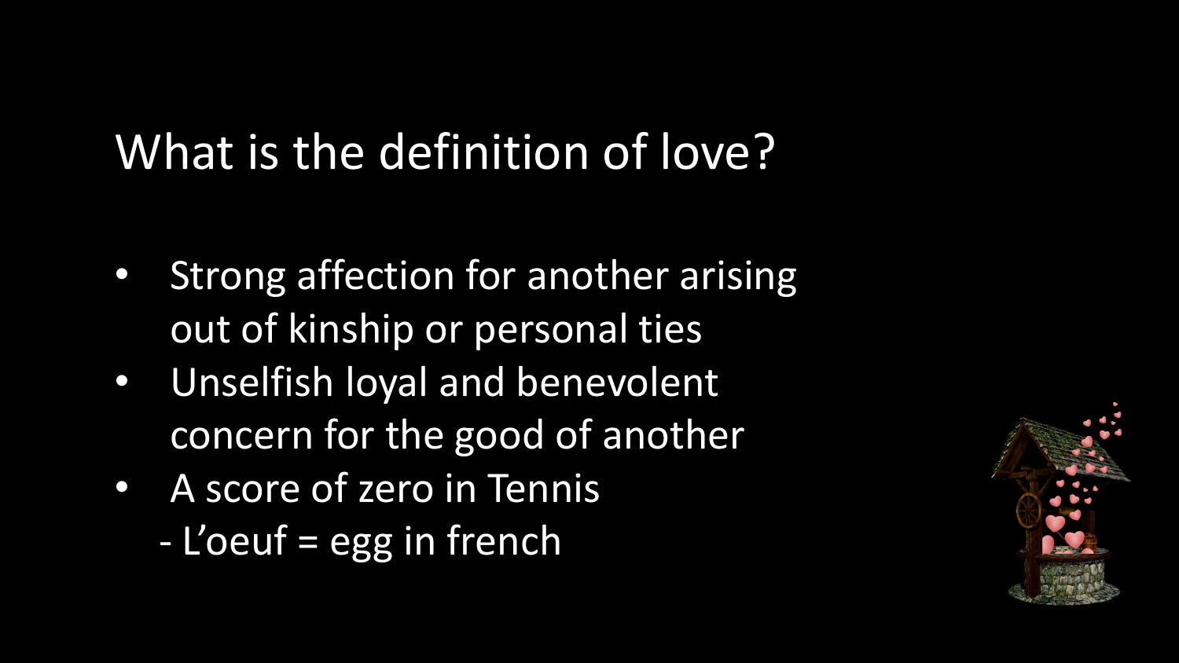# What is the definition of love?

- Strong affection for another arising out of kinship or personal ties
- Unselfish loyal and benevolent concern for the good of another
- A score of zero in Tennis
  - L'oeuf = egg in french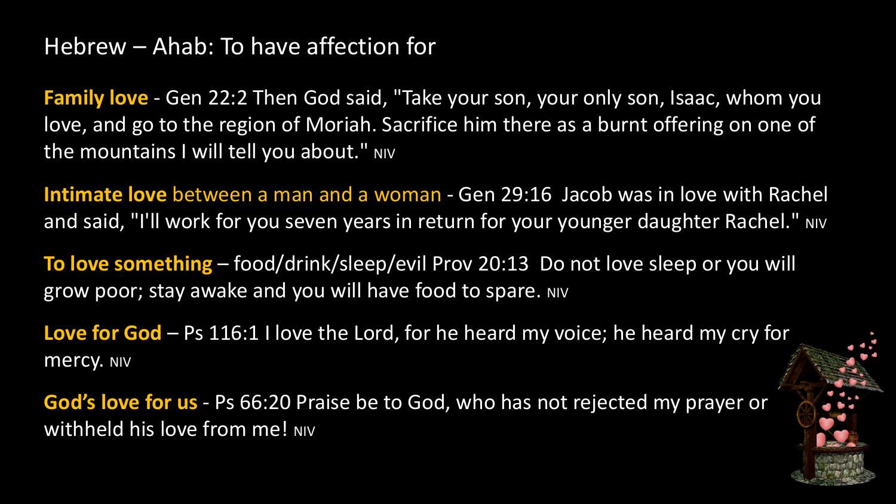## Hebrew – Ahab: To have affection for

**Family love** - Gen 22:2 Then God said, "Take your son, your only son, Isaac, whom you love, and go to the region of Moriah. Sacrifice him there as a burnt offering on one of the mountains I will tell you about." NIV

**Intimate love** between a man and a woman - Gen 29:16 Jacob was in love with Rachel and said, "I'll work for you seven years in return for your younger daughter Rachel." NIV

**To love something** – food/drink/sleep/evil Prov 20:13 Do not love sleep or you will grow poor; stay awake and you will have food to spare. NIV

**Love for God** – Ps 116:1 I love the Lord, for he heard my voice; he heard my cry for mercy. NIV

**God's love for us** - Ps 66:20 Praise be to God, who has not rejected my prayer or withheld his love from me! NIV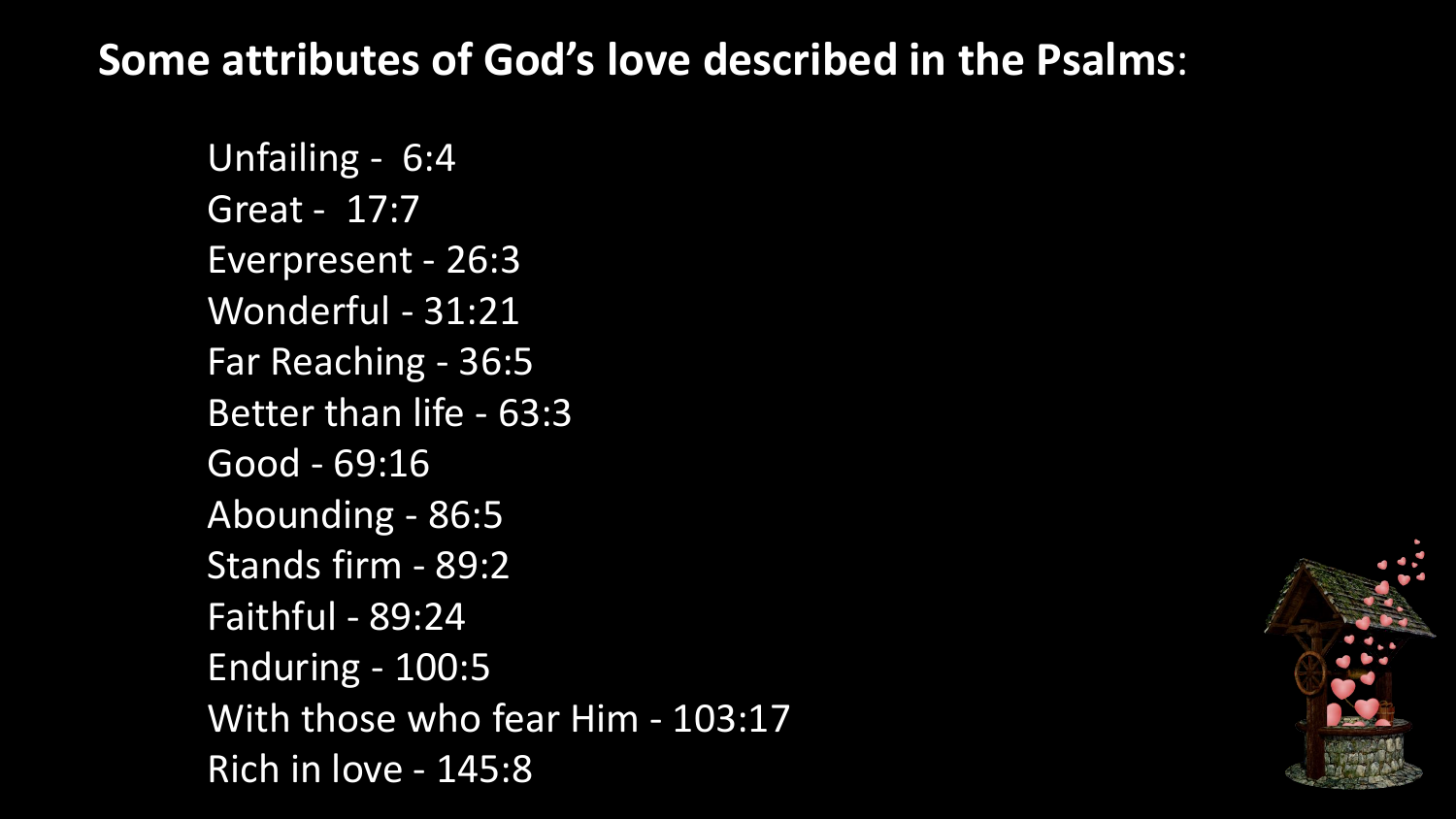**Some attributes of God's love described in the Psalms**:

- Unfailing - 6:4
- Great - 17:7
- Everpresent - 26:3
- Wonderful - 31:21
- Far Reaching - 36:5
- Better than life - 63:3
- Good - 69:16
- Abounding - 86:5
- Stands firm - 89:2
- Faithful - 89:24
- Enduring - 100:5
- With those who fear Him - 103:17
- Rich in love - 145:8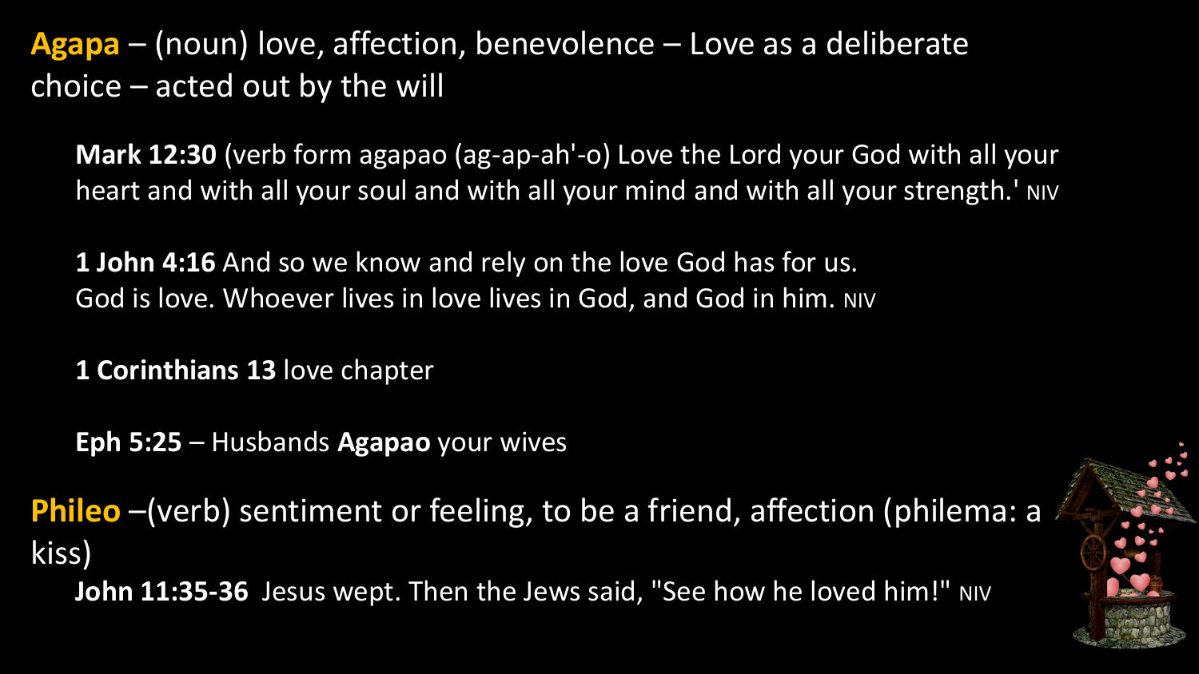**Agapa** – (noun) love, affection, benevolence – Love as a deliberate choice – acted out by the will

**Mark 12:30** (verb form agapao (ag-ap-ah'-o) Love the Lord your God with all your heart and with all your soul and with all your mind and with all your strength.' NIV

**1 John 4:16** And so we know and rely on the love God has for us. God is love. Whoever lives in love lives in God, and God in him. NIV

**1 Corinthians 13** love chapter

**Eph 5:25** – Husbands **Agapao** your wives

**Phileo** –(verb) sentiment or feeling, to be a friend, affection (philema: a kiss)

**John 11:35-36** Jesus wept. Then the Jews said, "See how he loved him!" NIV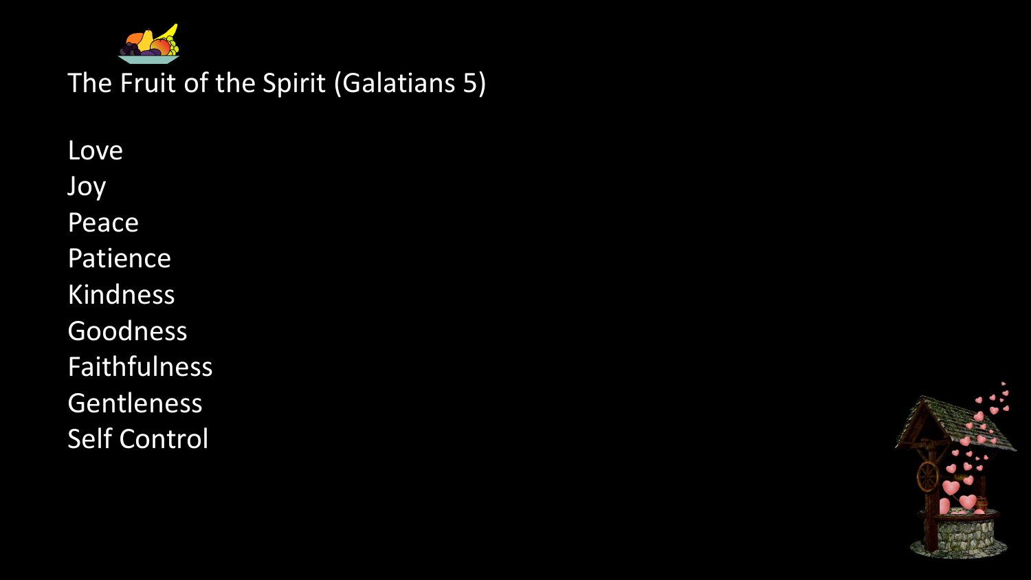# The Fruit of the Spirit (Galatians 5)

Love
Joy
Peace
Patience
Kindness
Goodness
Faithfulness
Gentleness
Self Control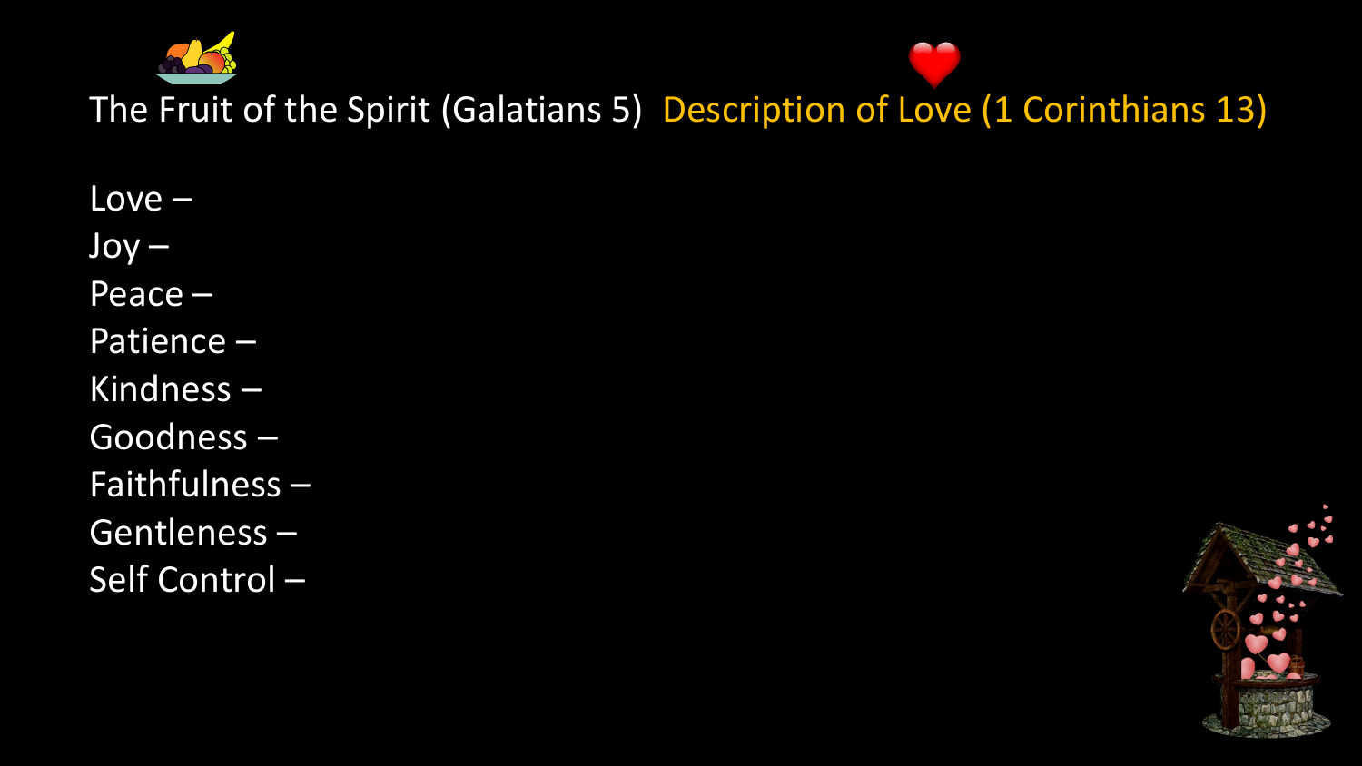## The Fruit of the Spirit (Galatians 5) Description of Love (1 Corinthians 13)

Love –
Joy –
Peace –
Patience –
Kindness –
Goodness –
Faithfulness –
Gentleness –
Self Control –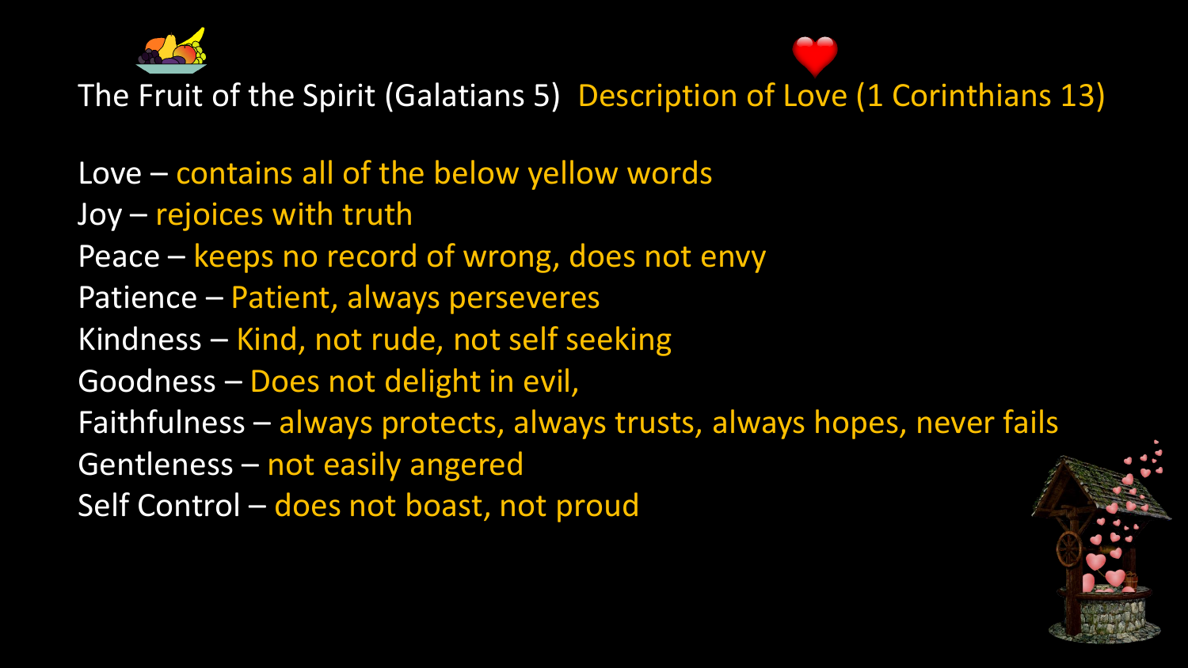## The Fruit of the Spirit (Galatians 5) Description of Love (1 Corinthians 13)

Love – contains all of the below yellow words
Joy – rejoices with truth
Peace – keeps no record of wrong, does not envy
Patience – Patient, always perseveres
Kindness – Kind, not rude, not self seeking
Goodness – Does not delight in evil,
Faithfulness – always protects, always trusts, always hopes, never fails
Gentleness – not easily angered
Self Control – does not boast, not proud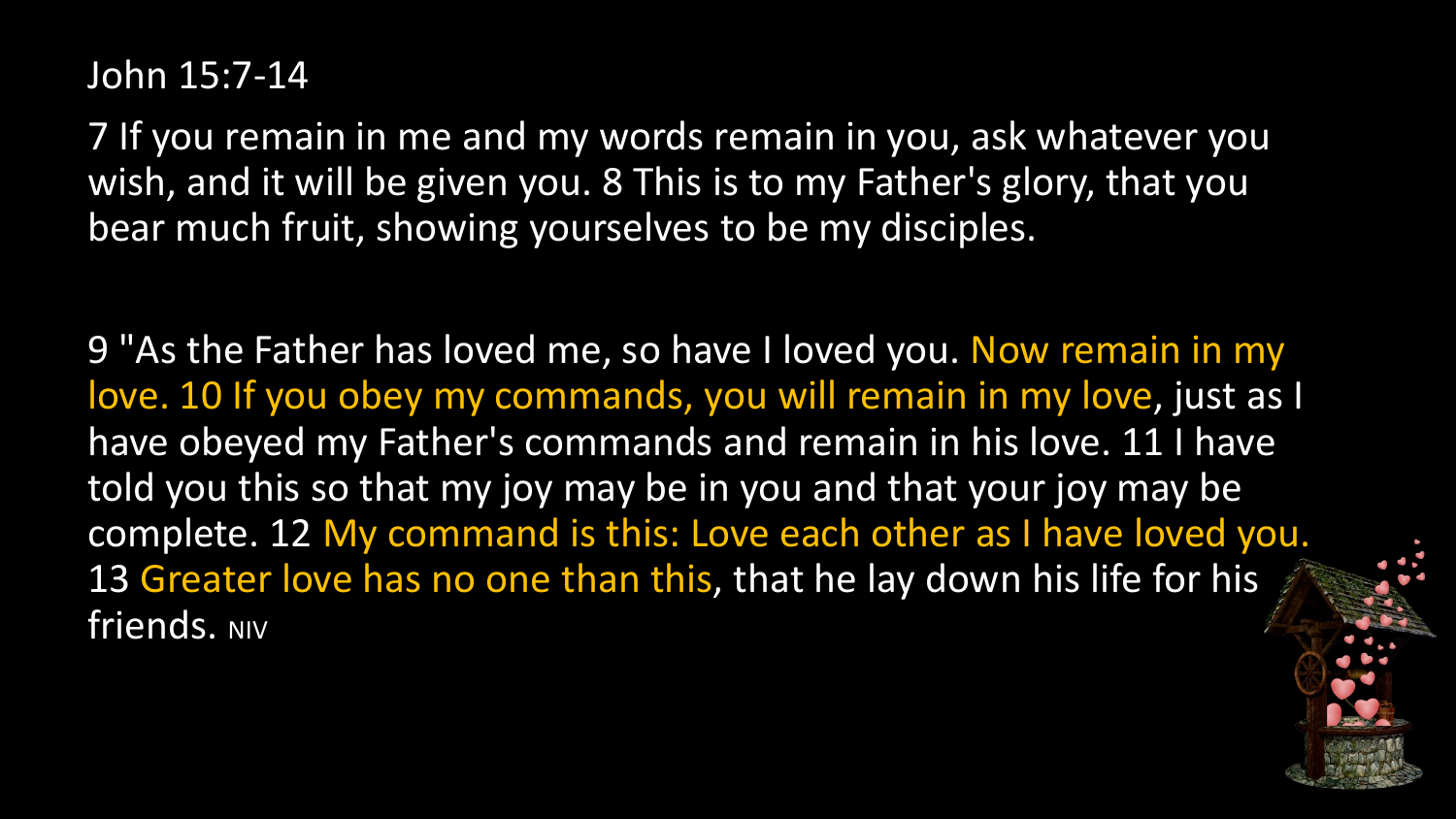John 15:7-14

7 If you remain in me and my words remain in you, ask whatever you wish, and it will be given you. 8 This is to my Father's glory, that you bear much fruit, showing yourselves to be my disciples.

9 "As the Father has loved me, so have I loved you. Now remain in my love. 10 If you obey my commands, you will remain in my love, just as I have obeyed my Father's commands and remain in his love. 11 I have told you this so that my joy may be in you and that your joy may be complete. 12 My command is this: Love each other as I have loved you. 13 Greater love has no one than this, that he lay down his life for his friends. NIV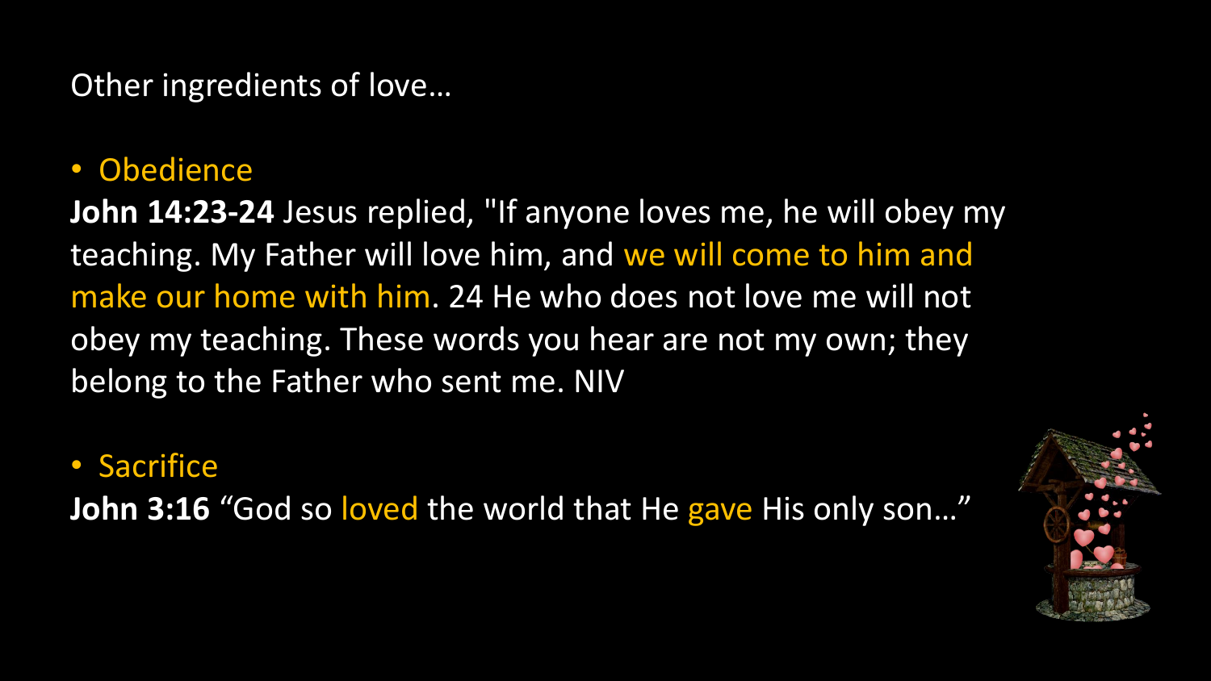Other ingredients of love…

- Obedience

**John 14:23-24** Jesus replied, "If anyone loves me, he will obey my teaching. My Father will love him, and we will come to him and make our home with him. 24 He who does not love me will not obey my teaching. These words you hear are not my own; they belong to the Father who sent me. NIV

- Sacrifice

**John 3:16** “God so loved the world that He gave His only son…”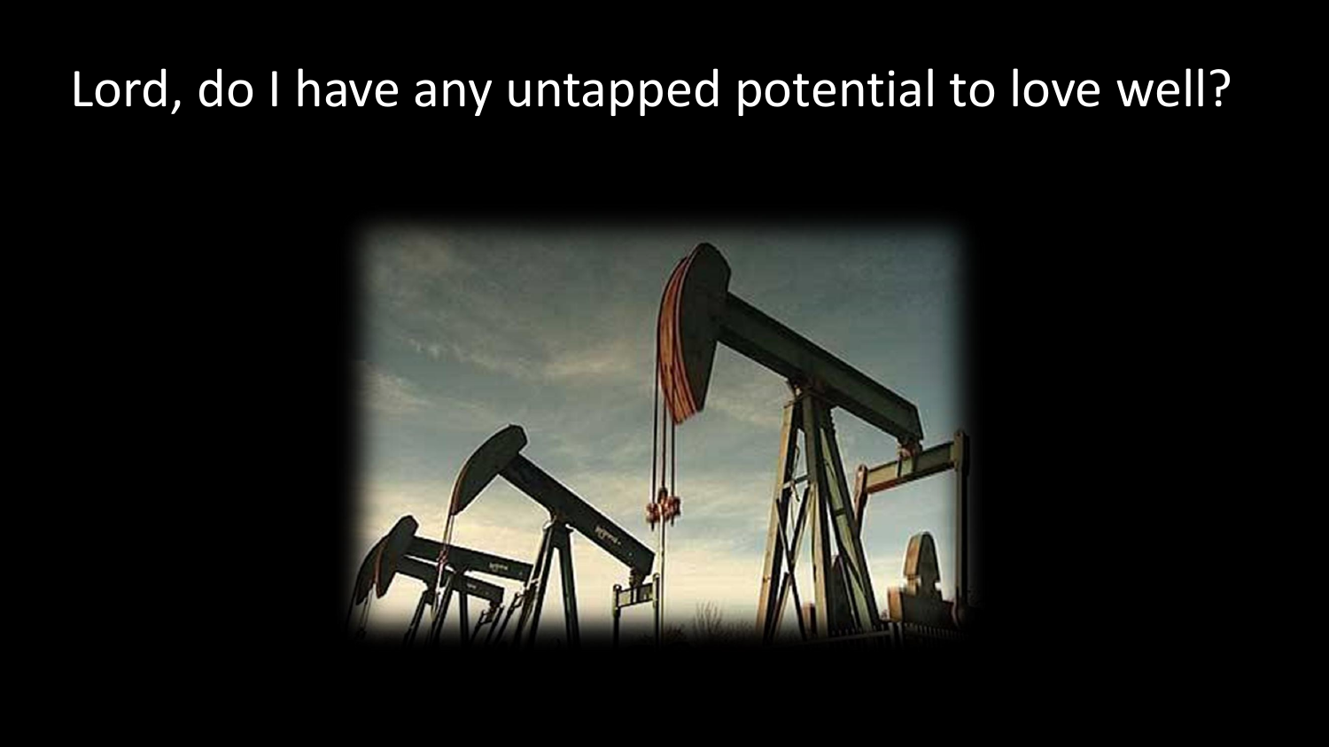# Lord, do I have any untapped potential to love well?